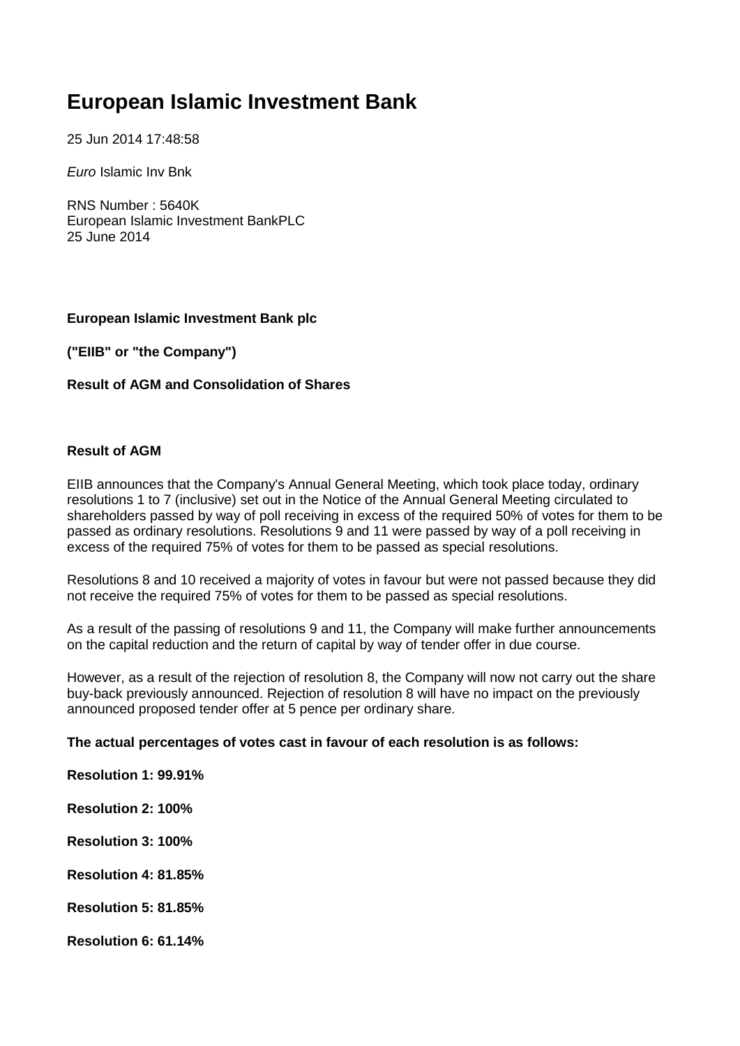# European Islamic Investment Bank

25 Jun 2014 17:48:58

*Euro* Islamic Inv Bnk

RNS Number : 5640K
European Islamic Investment BankPLC
25 June 2014

**European Islamic Investment Bank plc**

**("EIIB" or "the Company")**

**Result of AGM and Consolidation of Shares**

**Result of AGM**

EIIB announces that the Company's Annual General Meeting, which took place today, ordinary resolutions 1 to 7 (inclusive) set out in the Notice of the Annual General Meeting circulated to shareholders passed by way of poll receiving in excess of the required 50% of votes for them to be passed as ordinary resolutions. Resolutions 9 and 11 were passed by way of a poll receiving in excess of the required 75% of votes for them to be passed as special resolutions.

Resolutions 8 and 10 received a majority of votes in favour but were not passed because they did not receive the required 75% of votes for them to be passed as special resolutions.

As a result of the passing of resolutions 9 and 11, the Company will make further announcements on the capital reduction and the return of capital by way of tender offer in due course.

However, as a result of the rejection of resolution 8, the Company will now not carry out the share buy-back previously announced. Rejection of resolution 8 will have no impact on the previously announced proposed tender offer at 5 pence per ordinary share.

**The actual percentages of votes cast in favour of each resolution is as follows:**

**Resolution 1: 99.91%**

**Resolution 2: 100%**

**Resolution 3: 100%**

**Resolution 4: 81.85%**

**Resolution 5: 81.85%**

**Resolution 6: 61.14%**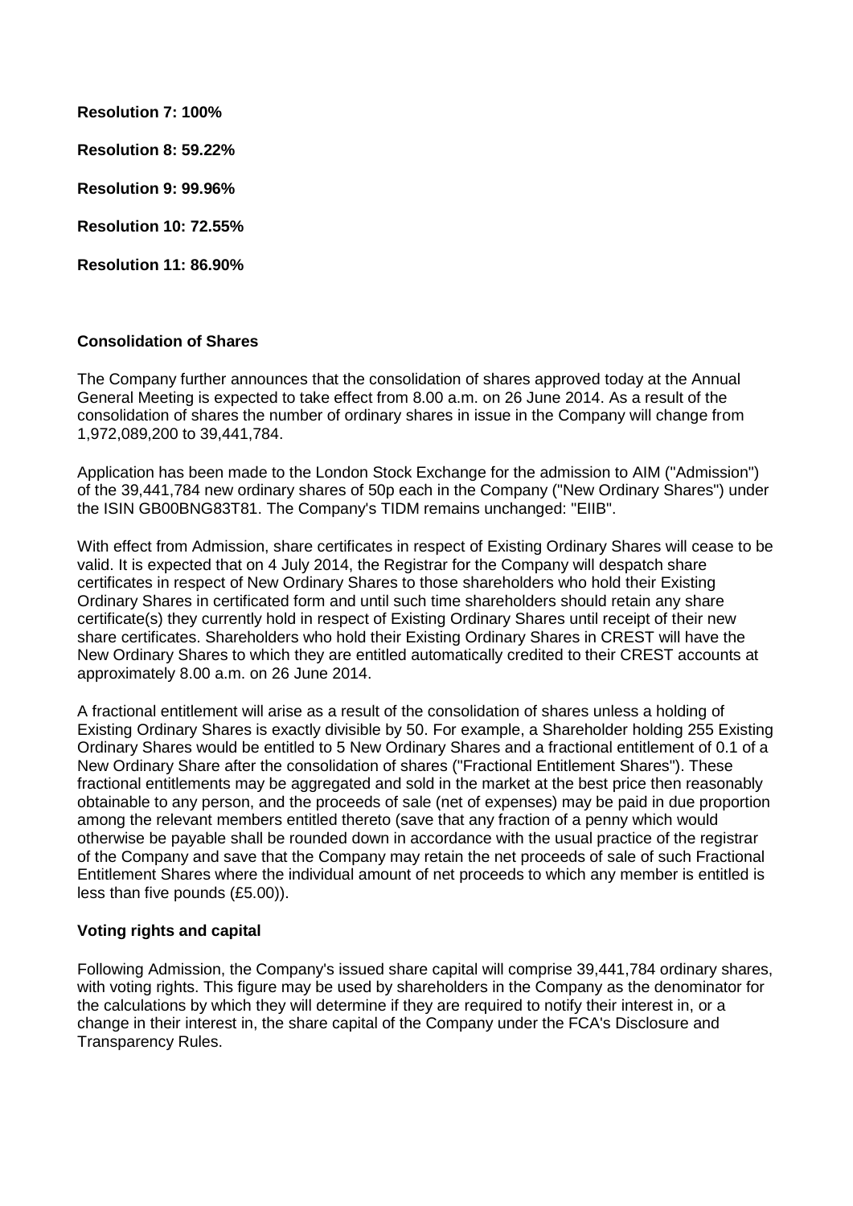**Resolution 7: 100%**

**Resolution 8: 59.22%**

**Resolution 9: 99.96%**

**Resolution 10: 72.55%**

**Resolution 11: 86.90%**

**Consolidation of Shares**

The Company further announces that the consolidation of shares approved today at the Annual General Meeting is expected to take effect from 8.00 a.m. on 26 June 2014. As a result of the consolidation of shares the number of ordinary shares in issue in the Company will change from 1,972,089,200 to 39,441,784.

Application has been made to the London Stock Exchange for the admission to AIM ("Admission") of the 39,441,784 new ordinary shares of 50p each in the Company ("New Ordinary Shares") under the ISIN GB00BNG83T81. The Company's TIDM remains unchanged: "EIIB".

With effect from Admission, share certificates in respect of Existing Ordinary Shares will cease to be valid. It is expected that on 4 July 2014, the Registrar for the Company will despatch share certificates in respect of New Ordinary Shares to those shareholders who hold their Existing Ordinary Shares in certificated form and until such time shareholders should retain any share certificate(s) they currently hold in respect of Existing Ordinary Shares until receipt of their new share certificates. Shareholders who hold their Existing Ordinary Shares in CREST will have the New Ordinary Shares to which they are entitled automatically credited to their CREST accounts at approximately 8.00 a.m. on 26 June 2014.

A fractional entitlement will arise as a result of the consolidation of shares unless a holding of Existing Ordinary Shares is exactly divisible by 50. For example, a Shareholder holding 255 Existing Ordinary Shares would be entitled to 5 New Ordinary Shares and a fractional entitlement of 0.1 of a New Ordinary Share after the consolidation of shares ("Fractional Entitlement Shares"). These fractional entitlements may be aggregated and sold in the market at the best price then reasonably obtainable to any person, and the proceeds of sale (net of expenses) may be paid in due proportion among the relevant members entitled thereto (save that any fraction of a penny which would otherwise be payable shall be rounded down in accordance with the usual practice of the registrar of the Company and save that the Company may retain the net proceeds of sale of such Fractional Entitlement Shares where the individual amount of net proceeds to which any member is entitled is less than five pounds (£5.00)).

**Voting rights and capital**

Following Admission, the Company's issued share capital will comprise 39,441,784 ordinary shares, with voting rights. This figure may be used by shareholders in the Company as the denominator for the calculations by which they will determine if they are required to notify their interest in, or a change in their interest in, the share capital of the Company under the FCA's Disclosure and Transparency Rules.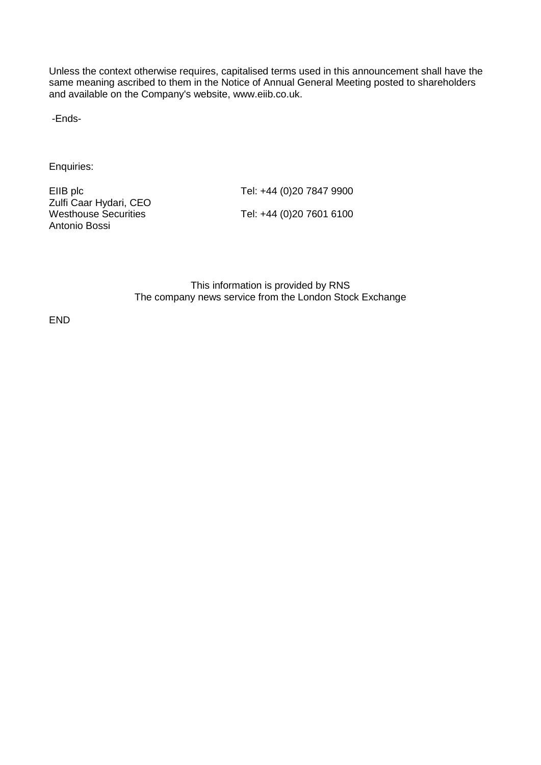Unless the context otherwise requires, capitalised terms used in this announcement shall have the same meaning ascribed to them in the Notice of Annual General Meeting posted to shareholders and available on the Company's website, www.eiib.co.uk.

-Ends-

Enquiries:

| | |
|---|---|
| EIIB plc<br>Zulfi Caar Hydari, CEO | Tel: +44 (0)20 7847 9900 |
| Westhouse Securities<br>Antonio Bossi | Tel: +44 (0)20 7601 6100 |

This information is provided by RNS
The company news service from the London Stock Exchange

END